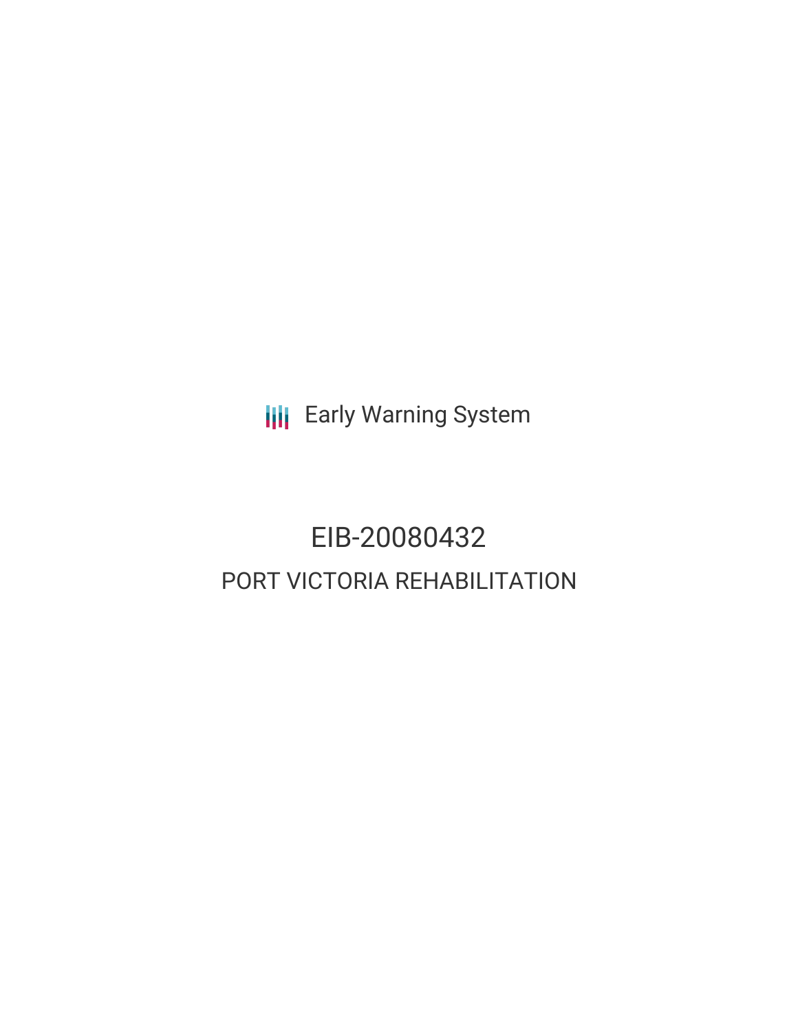Early Warning System

# EIB-20080432

## PORT VICTORIA REHABILITATION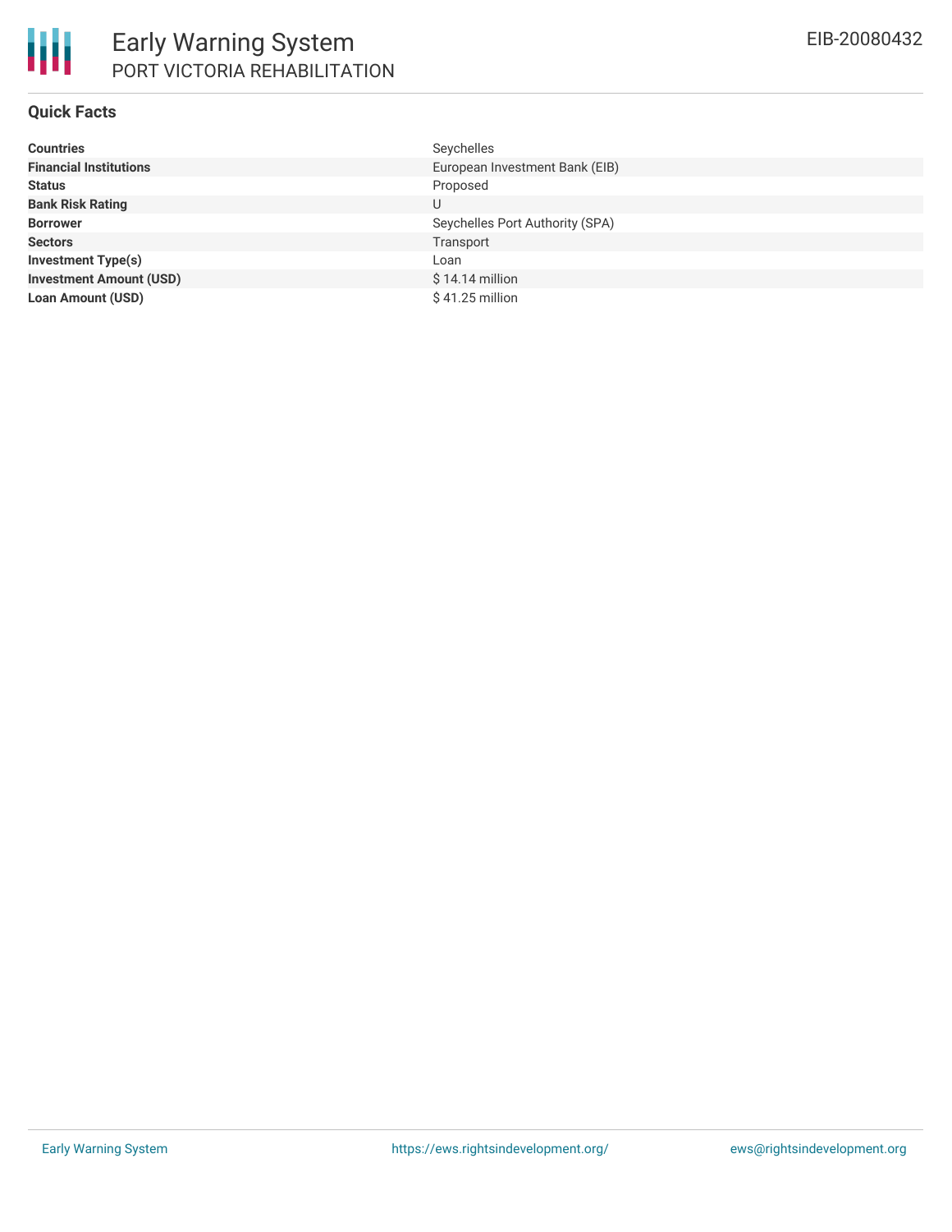# Early Warning System

## PORT VICTORIA REHABILITATION

EIB-20080432

### Quick Facts

| | |
|---|---|
| **Countries** | Seychelles |
| **Financial Institutions** | European Investment Bank (EIB) |
| **Status** | Proposed |
| **Bank Risk Rating** | U |
| **Borrower** | Seychelles Port Authority (SPA) |
| **Sectors** | Transport |
| **Investment Type(s)** | Loan |
| **Investment Amount (USD)** | $ 14.14 million |
| **Loan Amount (USD)** | $ 41.25 million |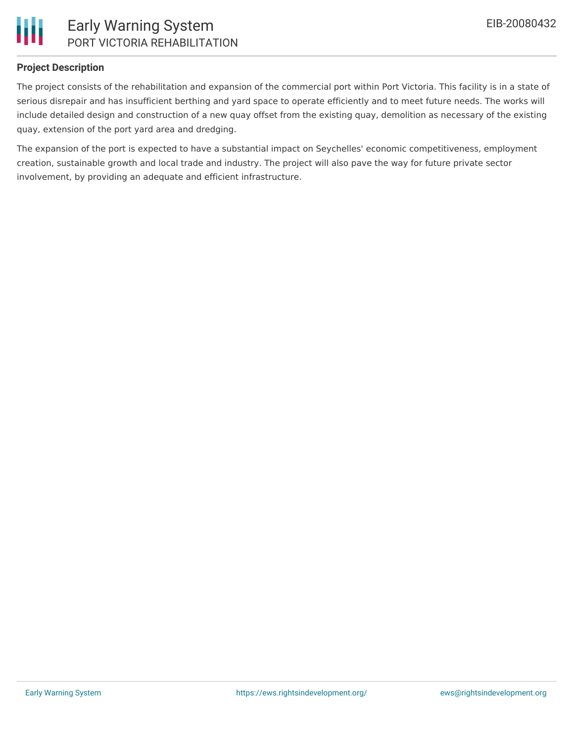## Project Description

The project consists of the rehabilitation and expansion of the commercial port within Port Victoria. This facility is in a state of serious disrepair and has insufficient berthing and yard space to operate efficiently and to meet future needs. The works will include detailed design and construction of a new quay offset from the existing quay, demolition as necessary of the existing quay, extension of the port yard area and dredging.

The expansion of the port is expected to have a substantial impact on Seychelles' economic competitiveness, employment creation, sustainable growth and local trade and industry. The project will also pave the way for future private sector involvement, by providing an adequate and efficient infrastructure.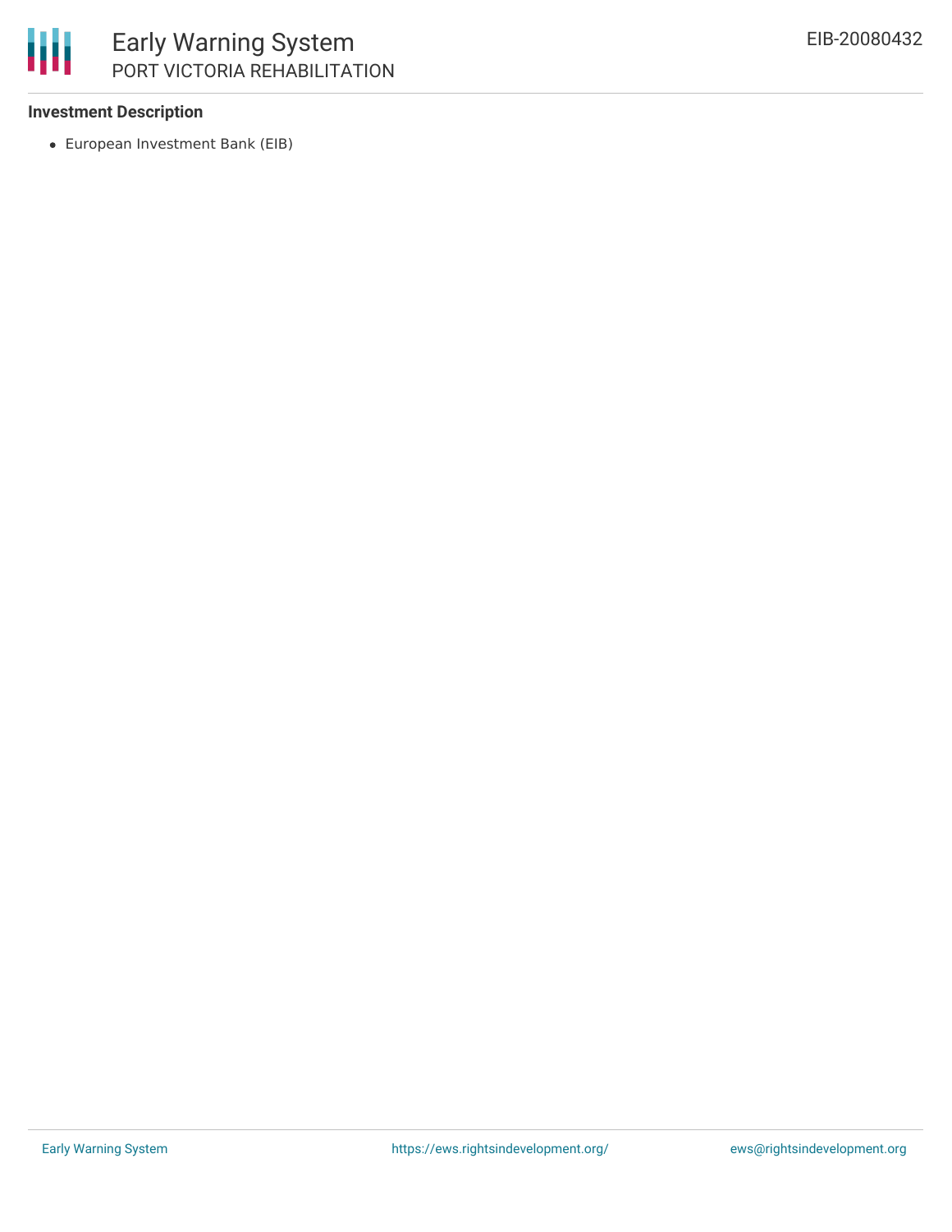**Investment Description**

- European Investment Bank (EIB)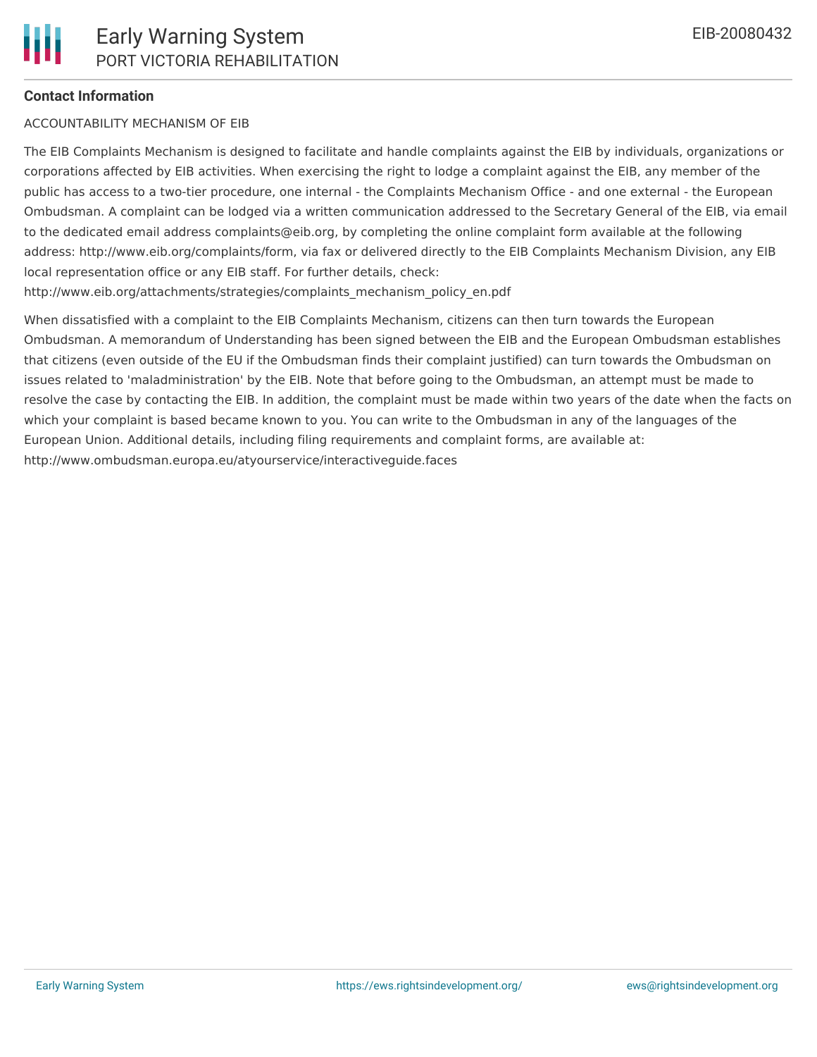**Contact Information**

ACCOUNTABILITY MECHANISM OF EIB

The EIB Complaints Mechanism is designed to facilitate and handle complaints against the EIB by individuals, organizations or corporations affected by EIB activities. When exercising the right to lodge a complaint against the EIB, any member of the public has access to a two-tier procedure, one internal - the Complaints Mechanism Office - and one external - the European Ombudsman. A complaint can be lodged via a written communication addressed to the Secretary General of the EIB, via email to the dedicated email address complaints@eib.org, by completing the online complaint form available at the following address: http://www.eib.org/complaints/form, via fax or delivered directly to the EIB Complaints Mechanism Division, any EIB local representation office or any EIB staff. For further details, check: http://www.eib.org/attachments/strategies/complaints_mechanism_policy_en.pdf

When dissatisfied with a complaint to the EIB Complaints Mechanism, citizens can then turn towards the European Ombudsman. A memorandum of Understanding has been signed between the EIB and the European Ombudsman establishes that citizens (even outside of the EU if the Ombudsman finds their complaint justified) can turn towards the Ombudsman on issues related to 'maladministration' by the EIB. Note that before going to the Ombudsman, an attempt must be made to resolve the case by contacting the EIB. In addition, the complaint must be made within two years of the date when the facts on which your complaint is based became known to you. You can write to the Ombudsman in any of the languages of the European Union. Additional details, including filing requirements and complaint forms, are available at: http://www.ombudsman.europa.eu/atyourservice/interactiveguide.faces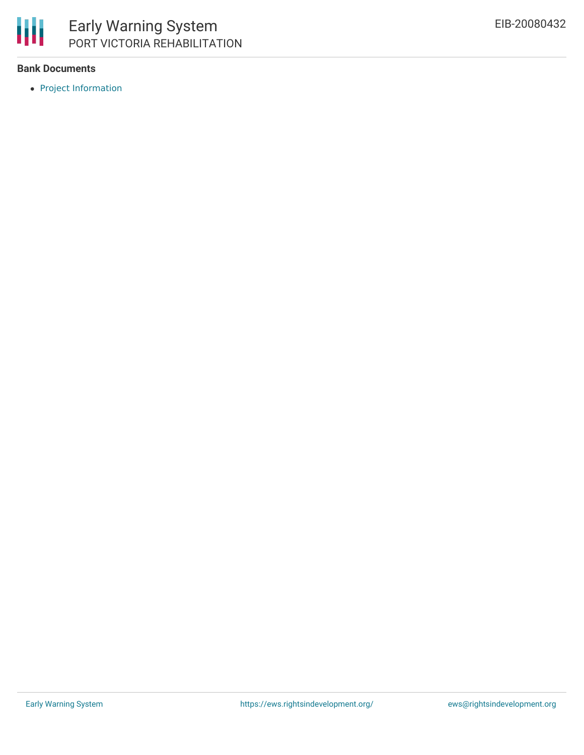**Bank Documents**

- Project Information